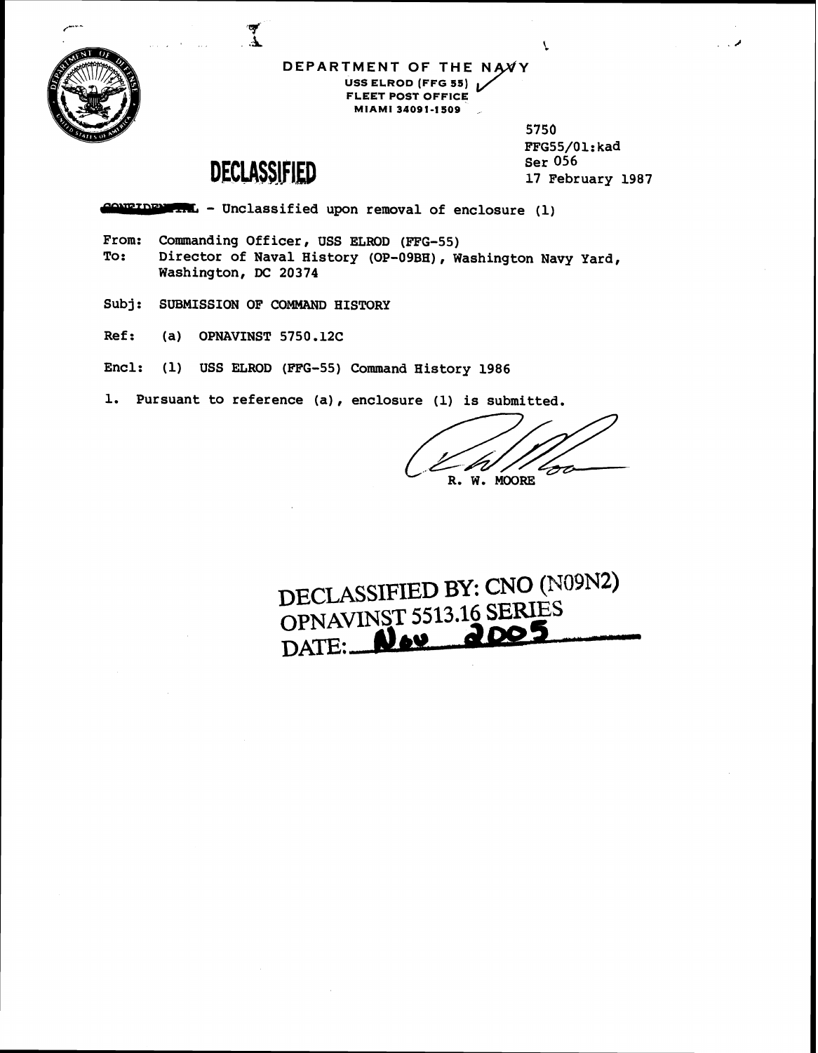DEPARTMENT OF THE NAVY
USS ELROD (FFG 55)
FLEET POST OFFICE
MIAMI 34091-1509

5750
FFG55/01:kad
Ser 056
17 February 1987

**DECLASSIFIED**

~~CONFIDENTIAL~~ - Unclassified upon removal of enclosure (1)

From: Commanding Officer, USS ELROD (FFG-55)
To: Director of Naval History (OP-09BH), Washington Navy Yard, Washington, DC 20374

Subj: SUBMISSION OF COMMAND HISTORY

Ref: (a) OPNAVINST 5750.12C

Encl: (1) USS ELROD (FFG-55) Command History 1986

1. Pursuant to reference (a), enclosure (1) is submitted.

R. W. MOORE

DECLASSIFIED BY: CNO (N09N2)
OPNAVINST 5513.16 SERIES
DATE: Nov 2005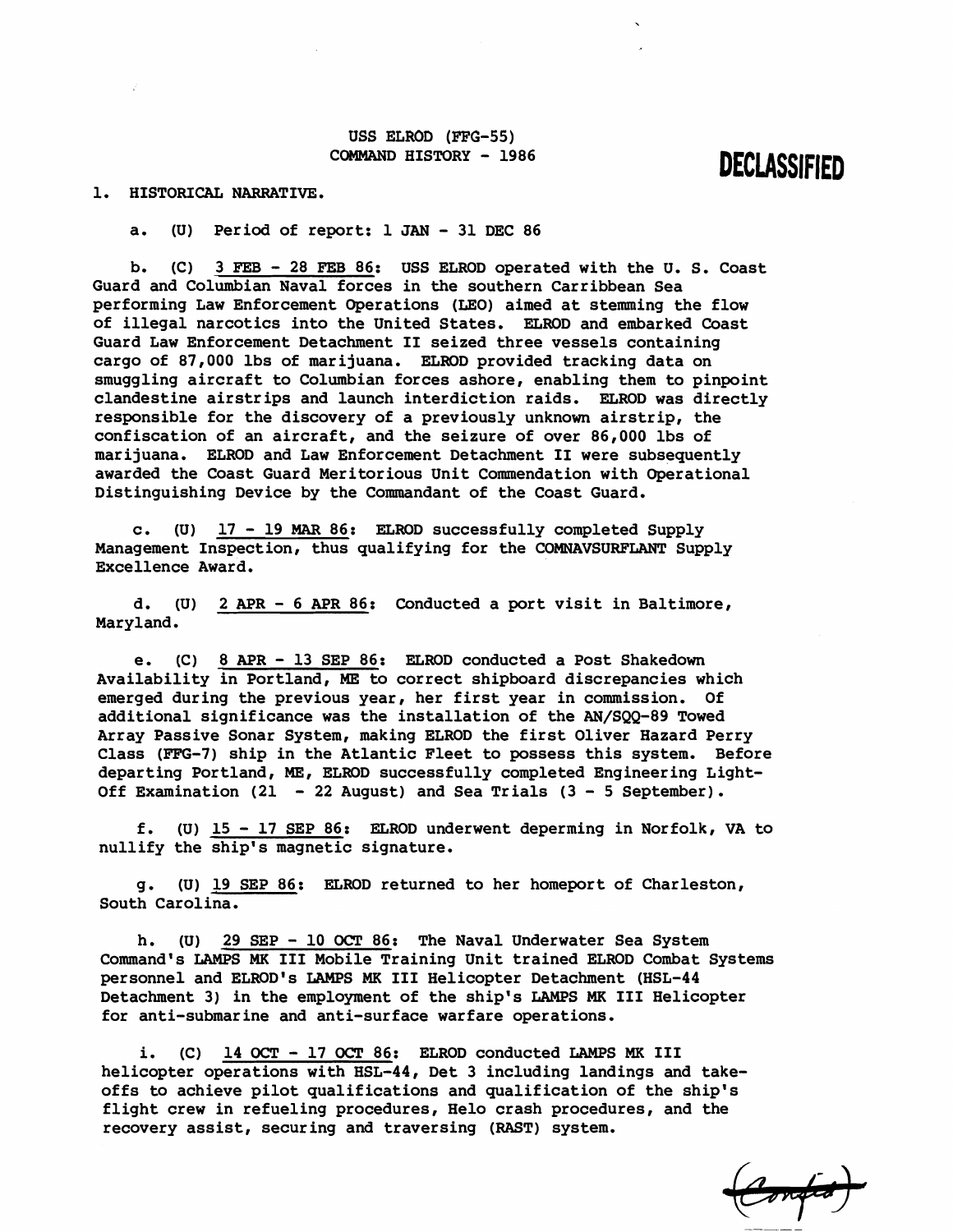USS ELROD (FFG-55)
COMMAND HISTORY - 1986

**DECLASSIFIED**

1. HISTORICAL NARRATIVE.

a. (U) Period of report: 1 JAN - 31 DEC 86

b. (C) 3 FEB - 28 FEB 86: USS ELROD operated with the U. S. Coast Guard and Columbian Naval forces in the southern Carribbean Sea performing Law Enforcement Operations (LEO) aimed at stemming the flow of illegal narcotics into the United States. ELROD and embarked Coast Guard Law Enforcement Detachment II seized three vessels containing cargo of 87,000 lbs of marijuana. ELROD provided tracking data on smuggling aircraft to Columbian forces ashore, enabling them to pinpoint clandestine airstrips and launch interdiction raids. ELROD was directly responsible for the discovery of a previously unknown airstrip, the confiscation of an aircraft, and the seizure of over 86,000 lbs of marijuana. ELROD and Law Enforcement Detachment II were subsequently awarded the Coast Guard Meritorious Unit Commendation with Operational Distinguishing Device by the Commandant of the Coast Guard.

c. (U) 17 - 19 MAR 86: ELROD successfully completed Supply Management Inspection, thus qualifying for the COMNAVSURFLANT Supply Excellence Award.

d. (U) 2 APR - 6 APR 86: Conducted a port visit in Baltimore, Maryland.

e. (C) 8 APR - 13 SEP 86: ELROD conducted a Post Shakedown Availability in Portland, ME to correct shipboard discrepancies which emerged during the previous year, her first year in commission. Of additional significance was the installation of the AN/SQQ-89 Towed Array Passive Sonar System, making ELROD the first Oliver Hazard Perry Class (FFG-7) ship in the Atlantic Fleet to possess this system. Before departing Portland, ME, ELROD successfully completed Engineering Light-Off Examination (21 - 22 August) and Sea Trials (3 - 5 September).

f. (U) 15 - 17 SEP 86: ELROD underwent deperming in Norfolk, VA to nullify the ship's magnetic signature.

g. (U) 19 SEP 86: ELROD returned to her homeport of Charleston, South Carolina.

h. (U) 29 SEP - 10 OCT 86: The Naval Underwater Sea System Command's LAMPS MK III Mobile Training Unit trained ELROD Combat Systems personnel and ELROD's LAMPS MK III Helicopter Detachment (HSL-44 Detachment 3) in the employment of the ship's LAMPS MK III Helicopter for anti-submarine and anti-surface warfare operations.

i. (C) 14 OCT - 17 OCT 86: ELROD conducted LAMPS MK III helicopter operations with HSL-44, Det 3 including landings and take-offs to achieve pilot qualifications and qualification of the ship's flight crew in refueling procedures, Helo crash procedures, and the recovery assist, securing and traversing (RAST) system.

(Conf'd)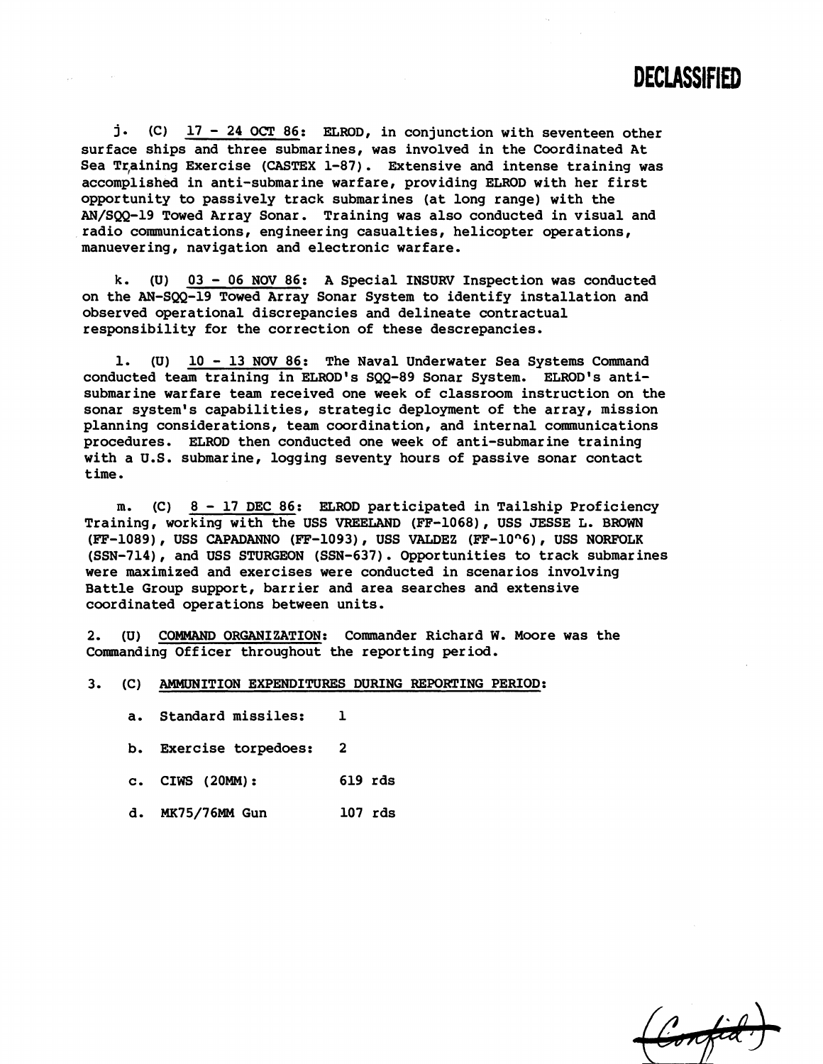**DECLASSIFIED**

j. (C) 17 - 24 OCT 86: ELROD, in conjunction with seventeen other surface ships and three submarines, was involved in the Coordinated At Sea Training Exercise (CASTEX 1-87). Extensive and intense training was accomplished in anti-submarine warfare, providing ELROD with her first opportunity to passively track submarines (at long range) with the AN/SQQ-19 Towed Array Sonar. Training was also conducted in visual and radio communications, engineering casualties, helicopter operations, manuevering, navigation and electronic warfare.

k. (U) 03 - 06 NOV 86: A Special INSURV Inspection was conducted on the AN-SQQ-19 Towed Array Sonar System to identify installation and observed operational discrepancies and delineate contractual responsibility for the correction of these descrepancies.

l. (U) 10 - 13 NOV 86: The Naval Underwater Sea Systems Command conducted team training in ELROD's SQQ-89 Sonar System. ELROD's anti-submarine warfare team received one week of classroom instruction on the sonar system's capabilities, strategic deployment of the array, mission planning considerations, team coordination, and internal communications procedures. ELROD then conducted one week of anti-submarine training with a U.S. submarine, logging seventy hours of passive sonar contact time.

m. (C) 8 - 17 DEC 86: ELROD participated in Tailship Proficiency Training, working with the USS VREELAND (FF-1068), USS JESSE L. BROWN (FF-1089), USS CAPADANNO (FF-1093), USS VALDEZ (FF-10^6), USS NORFOLK (SSN-714), and USS STURGEON (SSN-637). Opportunities to track submarines were maximized and exercises were conducted in scenarios involving Battle Group support, barrier and area searches and extensive coordinated operations between units.

2. (U) COMMAND ORGANIZATION: Commander Richard W. Moore was the Commanding Officer throughout the reporting period.

3. (C) AMMUNITION EXPENDITURES DURING REPORTING PERIOD:

a. Standard missiles: 1

b. Exercise torpedoes: 2

c. CIWS (20MM): 619 rds

d. MK75/76MM Gun 107 rds

~~(Confid)~~